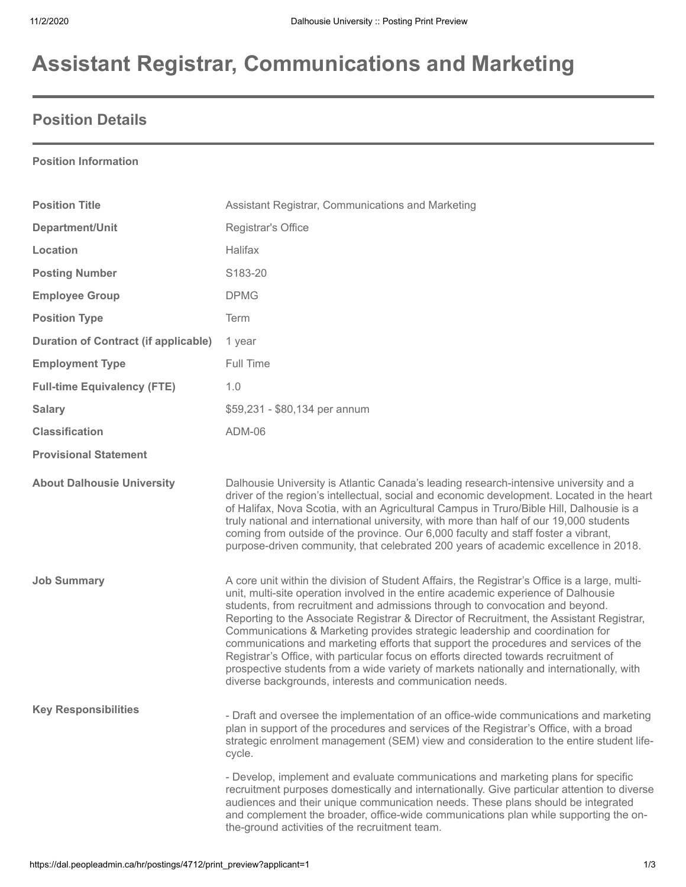# Assistant Registrar, Communications and Marketing

## Position Details

**Position Information**

| | |
|---|---|
| **Position Title** | Assistant Registrar, Communications and Marketing |
| **Department/Unit** | Registrar's Office |
| **Location** | Halifax |
| **Posting Number** | S183-20 |
| **Employee Group** | DPMG |
| **Position Type** | Term |
| **Duration of Contract (if applicable)** | 1 year |
| **Employment Type** | Full Time |
| **Full-time Equivalency (FTE)** | 1.0 |
| **Salary** | $59,231 - $80,134 per annum |
| **Classification** | ADM-06 |
| **Provisional Statement** | |
| **About Dalhousie University** | Dalhousie University is Atlantic Canada's leading research-intensive university and a driver of the region's intellectual, social and economic development. Located in the heart of Halifax, Nova Scotia, with an Agricultural Campus in Truro/Bible Hill, Dalhousie is a truly national and international university, with more than half of our 19,000 students coming from outside of the province. Our 6,000 faculty and staff foster a vibrant, purpose-driven community, that celebrated 200 years of academic excellence in 2018. |
| **Job Summary** | A core unit within the division of Student Affairs, the Registrar's Office is a large, multi-unit, multi-site operation involved in the entire academic experience of Dalhousie students, from recruitment and admissions through to convocation and beyond. Reporting to the Associate Registrar & Director of Recruitment, the Assistant Registrar, Communications & Marketing provides strategic leadership and coordination for communications and marketing efforts that support the procedures and services of the Registrar's Office, with particular focus on efforts directed towards recruitment of prospective students from a wide variety of markets nationally and internationally, with diverse backgrounds, interests and communication needs. |
| **Key Responsibilities** | - Draft and oversee the implementation of an office-wide communications and marketing plan in support of the procedures and services of the Registrar's Office, with a broad strategic enrolment management (SEM) view and consideration to the entire student life-cycle.<br><br>- Develop, implement and evaluate communications and marketing plans for specific recruitment purposes domestically and internationally. Give particular attention to diverse audiences and their unique communication needs. These plans should be integrated and complement the broader, office-wide communications plan while supporting the on-the-ground activities of the recruitment team. |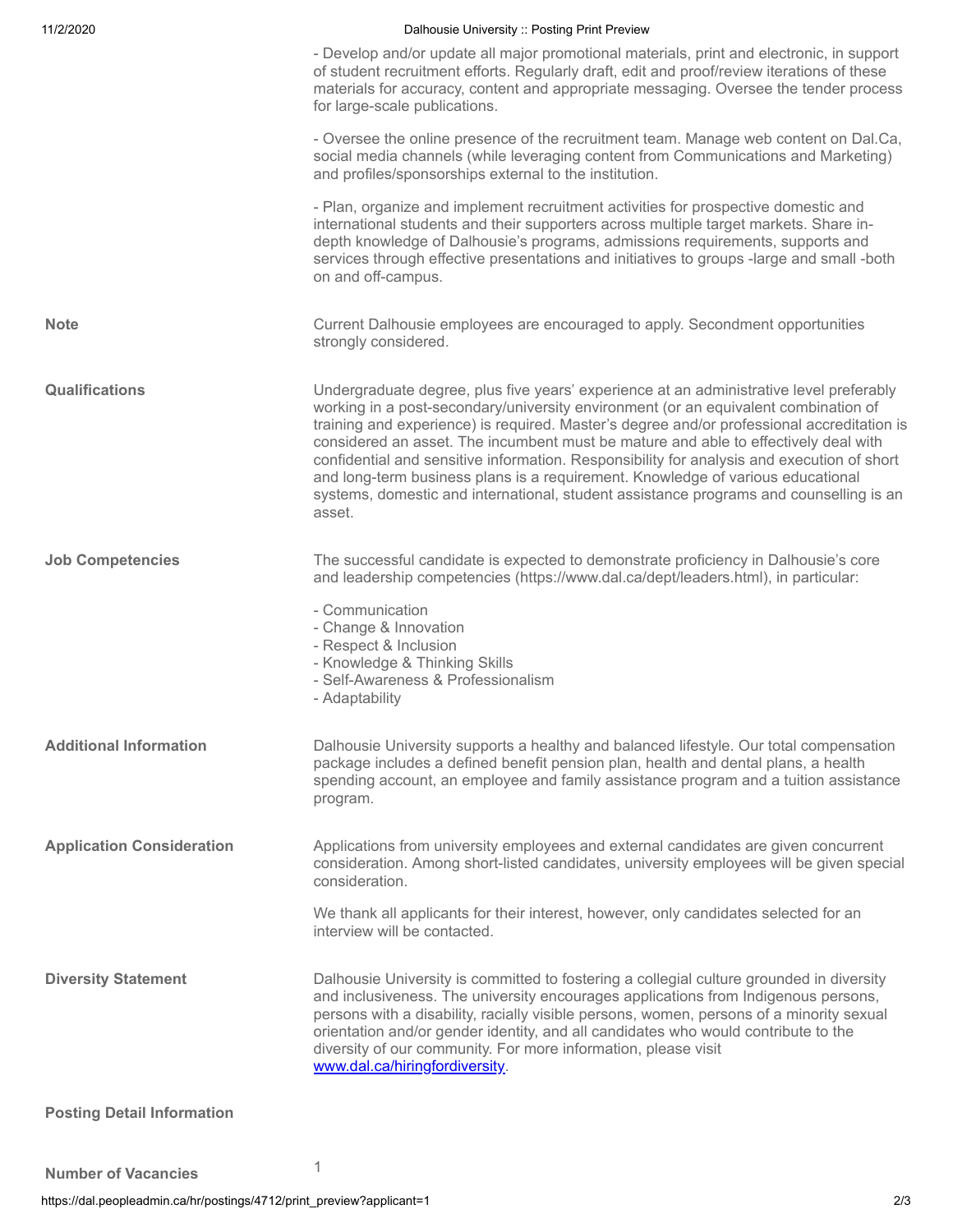- Develop and/or update all major promotional materials, print and electronic, in support of student recruitment efforts. Regularly draft, edit and proof/review iterations of these materials for accuracy, content and appropriate messaging. Oversee the tender process for large-scale publications.

- Oversee the online presence of the recruitment team. Manage web content on Dal.Ca, social media channels (while leveraging content from Communications and Marketing) and profiles/sponsorships external to the institution.

- Plan, organize and implement recruitment activities for prospective domestic and international students and their supporters across multiple target markets. Share in-depth knowledge of Dalhousie's programs, admissions requirements, supports and services through effective presentations and initiatives to groups -large and small -both on and off-campus.

**Note**

Current Dalhousie employees are encouraged to apply. Secondment opportunities strongly considered.

**Qualifications**

Undergraduate degree, plus five years' experience at an administrative level preferably working in a post-secondary/university environment (or an equivalent combination of training and experience) is required. Master's degree and/or professional accreditation is considered an asset. The incumbent must be mature and able to effectively deal with confidential and sensitive information. Responsibility for analysis and execution of short and long-term business plans is a requirement. Knowledge of various educational systems, domestic and international, student assistance programs and counselling is an asset.

**Job Competencies**

The successful candidate is expected to demonstrate proficiency in Dalhousie's core and leadership competencies (https://www.dal.ca/dept/leaders.html), in particular:

- Communication
- Change & Innovation
- Respect & Inclusion
- Knowledge & Thinking Skills
- Self-Awareness & Professionalism
- Adaptability

**Additional Information**

Dalhousie University supports a healthy and balanced lifestyle. Our total compensation package includes a defined benefit pension plan, health and dental plans, a health spending account, an employee and family assistance program and a tuition assistance program.

**Application Consideration**

Applications from university employees and external candidates are given concurrent consideration. Among short-listed candidates, university employees will be given special consideration.

We thank all applicants for their interest, however, only candidates selected for an interview will be contacted.

**Diversity Statement**

Dalhousie University is committed to fostering a collegial culture grounded in diversity and inclusiveness. The university encourages applications from Indigenous persons, persons with a disability, racially visible persons, women, persons of a minority sexual orientation and/or gender identity, and all candidates who would contribute to the diversity of our community. For more information, please visit [www.dal.ca/hiringfordiversity](www.dal.ca/hiringfordiversity).

**Posting Detail Information**

**Number of Vacancies**

1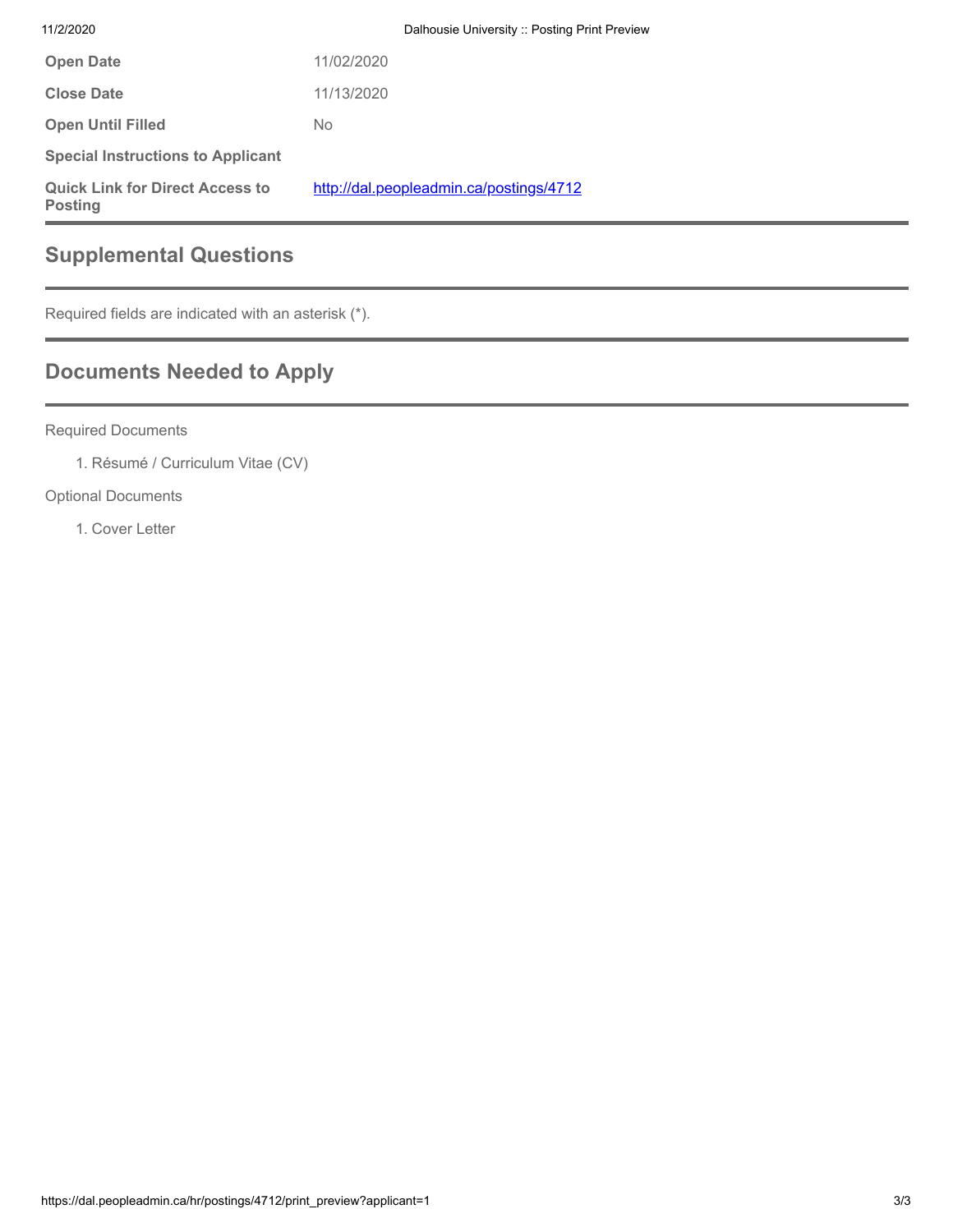| | |
|---|---|
| **Open Date** | 11/02/2020 |
| **Close Date** | 11/13/2020 |
| **Open Until Filled** | No |
| **Special Instructions to Applicant** | |
| **Quick Link for Direct Access to Posting** | http://dal.peopleadmin.ca/postings/4712 |

## Supplemental Questions

Required fields are indicated with an asterisk (*).

## Documents Needed to Apply

Required Documents

1. Résumé / Curriculum Vitae (CV)

Optional Documents

1. Cover Letter